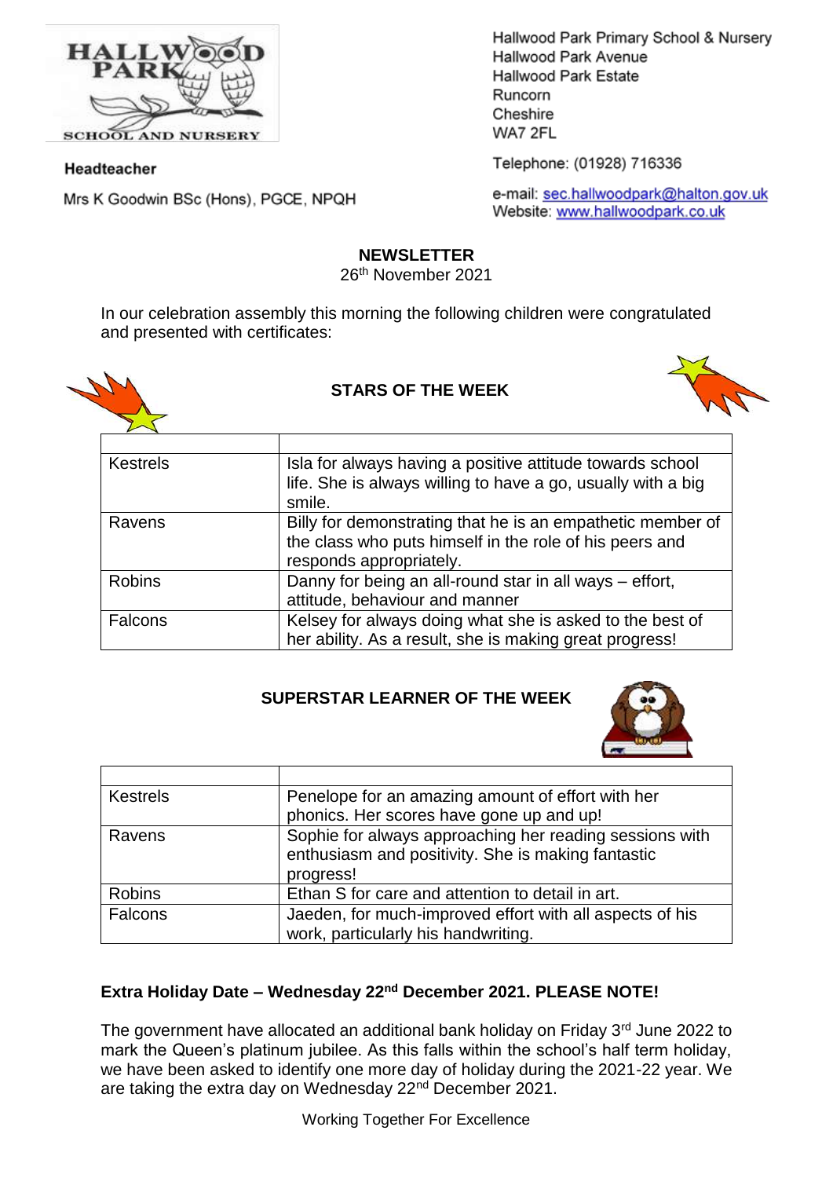HALLWOOD PARK SCHOOL AND NURSERY

**Headteacher**

Mrs K Goodwin BSc (Hons), PGCE, NPQH

Hallwood Park Primary School & Nursery
Hallwood Park Avenue
Hallwood Park Estate
Runcorn
Cheshire
WA7 2FL

Telephone: (01928) 716336

e-mail: sec.hallwoodpark@halton.gov.uk
Website: www.hallwoodpark.co.uk

# NEWSLETTER

26th November 2021

In our celebration assembly this morning the following children were congratulated and presented with certificates:

## STARS OF THE WEEK

| | |
|---|---|
| Kestrels | Isla for always having a positive attitude towards school life. She is always willing to have a go, usually with a big smile. |
| Ravens | Billy for demonstrating that he is an empathetic member of the class who puts himself in the role of his peers and responds appropriately. |
| Robins | Danny for being an all-round star in all ways – effort, attitude, behaviour and manner |
| Falcons | Kelsey for always doing what she is asked to the best of her ability. As a result, she is making great progress! |

## SUPERSTAR LEARNER OF THE WEEK

| | |
|---|---|
| Kestrels | Penelope for an amazing amount of effort with her phonics. Her scores have gone up and up! |
| Ravens | Sophie for always approaching her reading sessions with enthusiasm and positivity. She is making fantastic progress! |
| Robins | Ethan S for care and attention to detail in art. |
| Falcons | Jaeden, for much-improved effort with all aspects of his work, particularly his handwriting. |

**Extra Holiday Date – Wednesday 22nd December 2021. PLEASE NOTE!**

The government have allocated an additional bank holiday on Friday 3rd June 2022 to mark the Queen's platinum jubilee. As this falls within the school's half term holiday, we have been asked to identify one more day of holiday during the 2021-22 year. We are taking the extra day on Wednesday 22nd December 2021.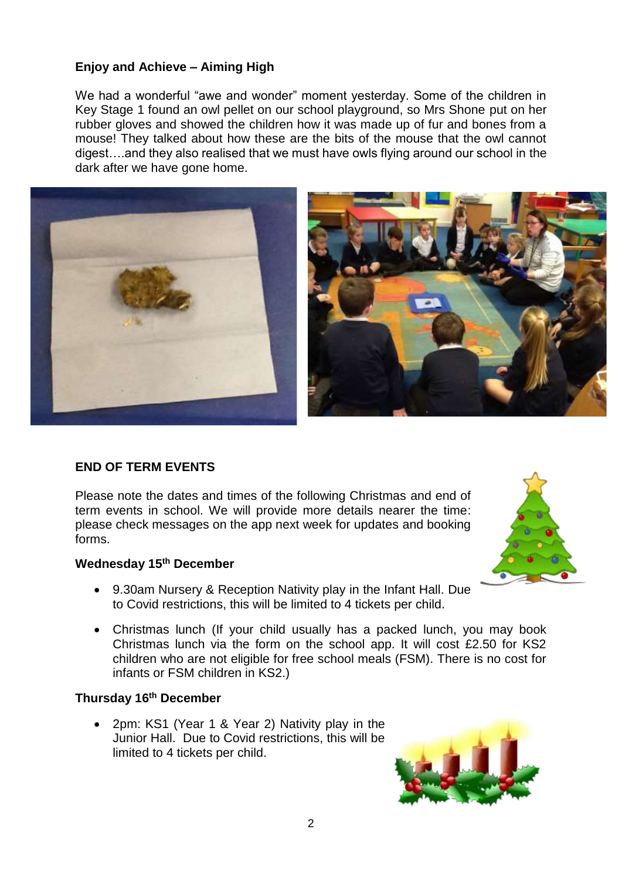**Enjoy and Achieve – Aiming High**

We had a wonderful "awe and wonder" moment yesterday. Some of the children in Key Stage 1 found an owl pellet on our school playground, so Mrs Shone put on her rubber gloves and showed the children how it was made up of fur and bones from a mouse! They talked about how these are the bits of the mouse that the owl cannot digest….and they also realised that we must have owls flying around our school in the dark after we have gone home.

**END OF TERM EVENTS**

Please note the dates and times of the following Christmas and end of term events in school. We will provide more details nearer the time: please check messages on the app next week for updates and booking forms.

**Wednesday 15th December**

- 9.30am Nursery & Reception Nativity play in the Infant Hall. Due to Covid restrictions, this will be limited to 4 tickets per child.
- Christmas lunch (If your child usually has a packed lunch, you may book Christmas lunch via the form on the school app. It will cost £2.50 for KS2 children who are not eligible for free school meals (FSM). There is no cost for infants or FSM children in KS2.)

**Thursday 16th December**

- 2pm: KS1 (Year 1 & Year 2) Nativity play in the Junior Hall. Due to Covid restrictions, this will be limited to 4 tickets per child.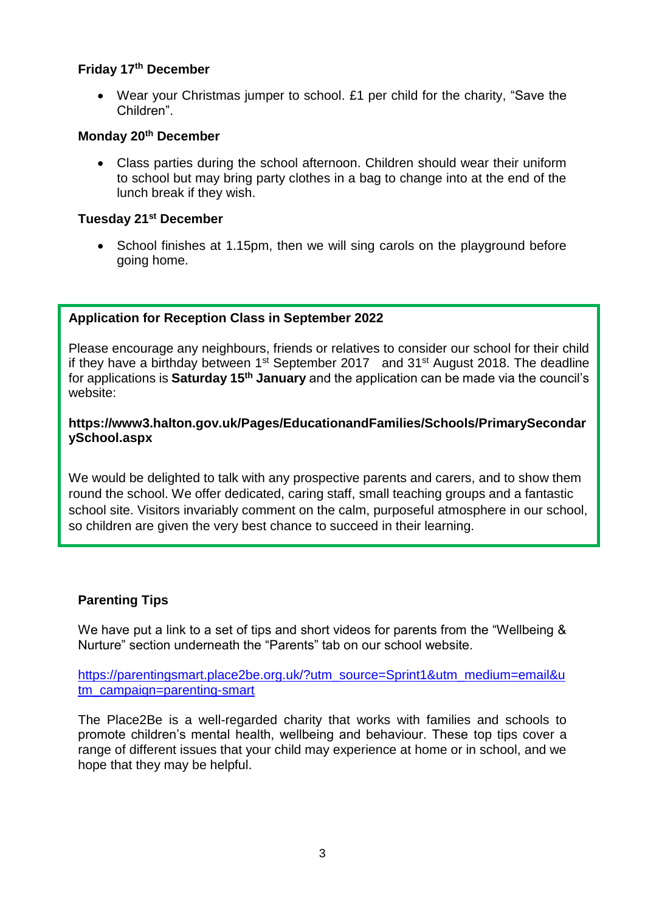**Friday 17th December**

- Wear your Christmas jumper to school. £1 per child for the charity, "Save the Children".

**Monday 20th December**

- Class parties during the school afternoon. Children should wear their uniform to school but may bring party clothes in a bag to change into at the end of the lunch break if they wish.

**Tuesday 21st December**

- School finishes at 1.15pm, then we will sing carols on the playground before going home.

**Application for Reception Class in September 2022**

Please encourage any neighbours, friends or relatives to consider our school for their child if they have a birthday between 1st September 2017 and 31st August 2018. The deadline for applications is **Saturday 15th January** and the application can be made via the council's website:

**https://www3.halton.gov.uk/Pages/EducationandFamilies/Schools/PrimarySecondarySchool.aspx**

We would be delighted to talk with any prospective parents and carers, and to show them round the school. We offer dedicated, caring staff, small teaching groups and a fantastic school site. Visitors invariably comment on the calm, purposeful atmosphere in our school, so children are given the very best chance to succeed in their learning.

**Parenting Tips**

We have put a link to a set of tips and short videos for parents from the "Wellbeing & Nurture" section underneath the "Parents" tab on our school website.

https://parentingsmart.place2be.org.uk/?utm_source=Sprint1&utm_medium=email&utm_campaign=parenting-smart

The Place2Be is a well-regarded charity that works with families and schools to promote children's mental health, wellbeing and behaviour. These top tips cover a range of different issues that your child may experience at home or in school, and we hope that they may be helpful.